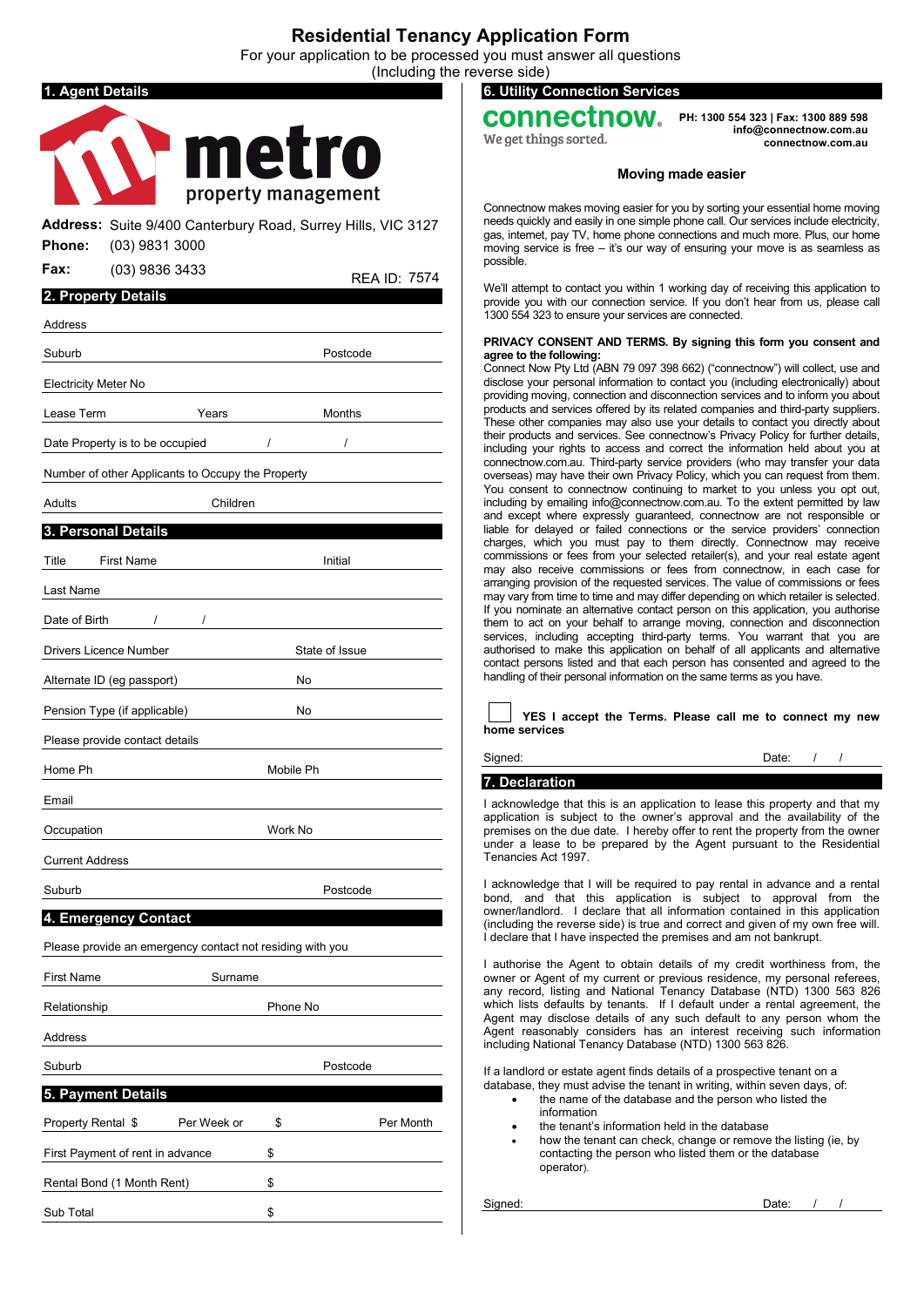# Residential Tenancy Application Form

For your application to be processed you must answer all questions (Including the reverse side)

## 1. Agent Details

metro property management

**Address:** Suite 9/400 Canterbury Road, Surrey Hills, VIC 3127

**Phone:** (03) 9831 3000

**Fax:** (03) 9836 3433

REA ID: 7574

## 2. Property Details

Address

Suburb Postcode

Electricity Meter No

Lease Term Years Months

Date Property is to be occupied / /

Number of other Applicants to Occupy the Property

Adults Children

## 3. Personal Details

Title First Name Initial

Last Name

Date of Birth / /

Drivers Licence Number State of Issue

Alternate ID (eg passport) No

Pension Type (if applicable) No

Please provide contact details

Home Ph Mobile Ph

Email

Occupation Work No

Current Address

Suburb Postcode

## 4. Emergency Contact

Please provide an emergency contact not residing with you

First Name Surname

Relationship Phone No

Address

Suburb Postcode

## 5. Payment Details

Property Rental $ Per Week or $ Per Month

First Payment of rent in advance $

Rental Bond (1 Month Rent) $

Sub Total $

## 6. Utility Connection Services

connectnow. We get things sorted.

**PH: 1300 554 323 | Fax: 1300 889 598**
**info@connectnow.com.au**
**connectnow.com.au**

**Moving made easier**

Connectnow makes moving easier for you by sorting your essential home moving needs quickly and easily in one simple phone call. Our services include electricity, gas, internet, pay TV, home phone connections and much more. Plus, our home moving service is free – it's our way of ensuring your move is as seamless as possible.

We'll attempt to contact you within 1 working day of receiving this application to provide you with our connection service. If you don't hear from us, please call 1300 554 323 to ensure your services are connected.

**PRIVACY CONSENT AND TERMS. By signing this form you consent and agree to the following:**
Connect Now Pty Ltd (ABN 79 097 398 662) ("connectnow") will collect, use and disclose your personal information to contact you (including electronically) about providing moving, connection and disconnection services and to inform you about products and services offered by its related companies and third-party suppliers. These other companies may also use your details to contact you directly about their products and services. See connectnow's Privacy Policy for further details, including your rights to access and correct the information held about you at connectnow.com.au. Third-party service providers (who may transfer your data overseas) may have their own Privacy Policy, which you can request from them. You consent to connectnow continuing to market to you unless you opt out, including by emailing info@connectnow.com.au. To the extent permitted by law and except where expressly guaranteed, connectnow are not responsible or liable for delayed or failed connections or the service providers' connection charges, which you must pay to them directly. Connectnow may receive commissions or fees from your selected retailer(s), and your real estate agent may also receive commissions or fees from connectnow, in each case for arranging provision of the requested services. The value of commissions or fees may vary from time to time and may differ depending on which retailer is selected. If you nominate an alternative contact person on this application, you authorise them to act on your behalf to arrange moving, connection and disconnection services, including accepting third-party terms. You warrant that you are authorised to make this application on behalf of all applicants and alternative contact persons listed and that each person has consented and agreed to the handling of their personal information on the same terms as you have.

☐ **YES I accept the Terms. Please call me to connect my new home services**

Signed: Date: / /

## 7. Declaration

I acknowledge that this is an application to lease this property and that my application is subject to the owner's approval and the availability of the premises on the due date. I hereby offer to rent the property from the owner under a lease to be prepared by the Agent pursuant to the Residential Tenancies Act 1997.

I acknowledge that I will be required to pay rental in advance and a rental bond, and that this application is subject to approval from the owner/landlord. I declare that all information contained in this application (including the reverse side) is true and correct and given of my own free will. I declare that I have inspected the premises and am not bankrupt.

I authorise the Agent to obtain details of my credit worthiness from, the owner or Agent of my current or previous residence, my personal referees, any record, listing and National Tenancy Database (NTD) 1300 563 826 which lists defaults by tenants. If I default under a rental agreement, the Agent may disclose details of any such default to any person whom the Agent reasonably considers has an interest receiving such information including National Tenancy Database (NTD) 1300 563 826.

If a landlord or estate agent finds details of a prospective tenant on a database, they must advise the tenant in writing, within seven days, of:

- the name of the database and the person who listed the information
- the tenant's information held in the database
- how the tenant can check, change or remove the listing (ie, by contacting the person who listed them or the database operator).

Signed: Date: / /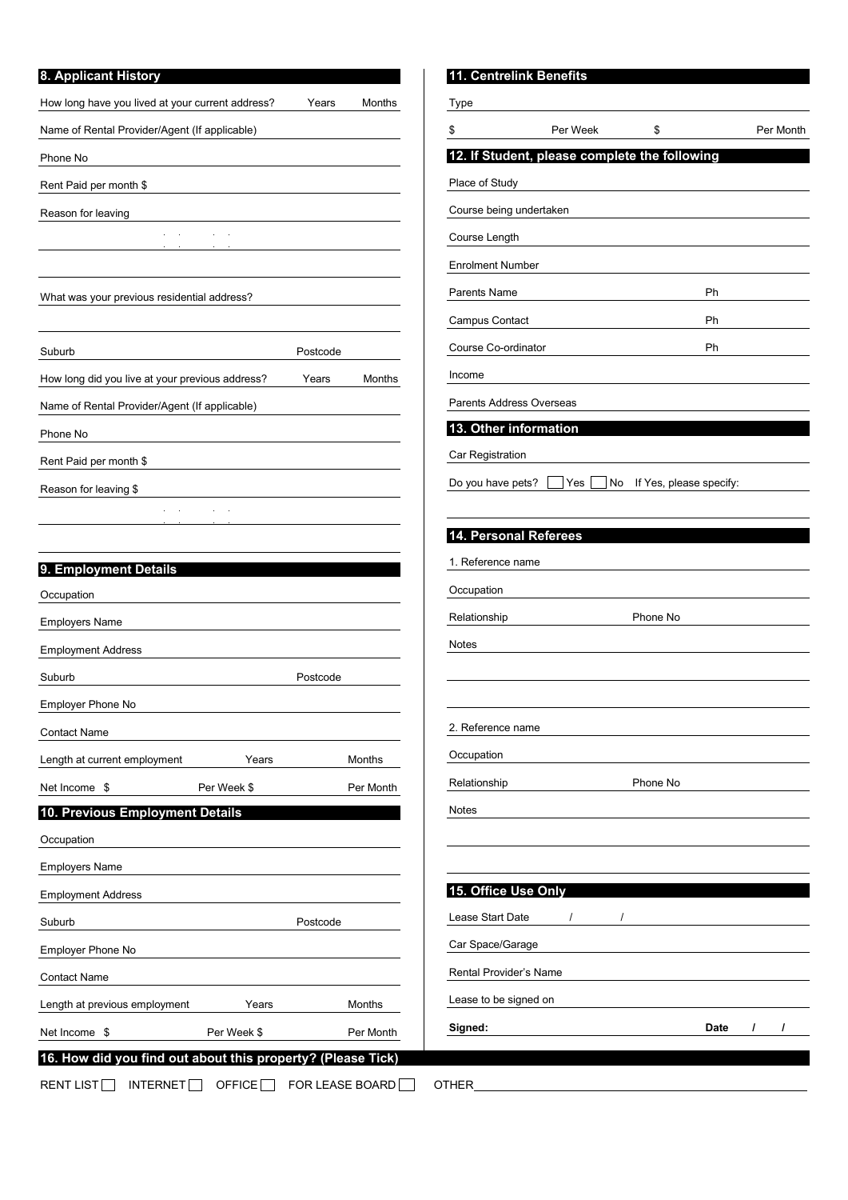## 8. Applicant History

How long have you lived at your current address? Years Months

Name of Rental Provider/Agent (If applicable)

Phone No

Rent Paid per month $

Reason for leaving

What was your previous residential address?

Suburb Postcode

How long did you live at your previous address? Years Months

Name of Rental Provider/Agent (If applicable)

Phone No

Rent Paid per month $

Reason for leaving $

## 9. Employment Details

Occupation

Employers Name

Employment Address

Suburb Postcode

Employer Phone No

Contact Name

Length at current employment Years Months

Net Income $ Per Week $ Per Month

## 10. Previous Employment Details

Occupation

Employers Name

Employment Address

Suburb Postcode

Employer Phone No

Contact Name

Length at previous employment Years Months

Net Income $ Per Week $ Per Month

## 11. Centrelink Benefits

Type

$ Per Week $ Per Month

## 12. If Student, please complete the following

Place of Study

Course being undertaken

Course Length

Enrolment Number

Parents Name Ph

Campus Contact Ph

Course Co-ordinator Ph

Income

Parents Address Overseas

## 13. Other information

Car Registration

Do you have pets? ☐ Yes ☐ No If Yes, please specify:

## 14. Personal Referees

1. Reference name

Occupation

Relationship Phone No

Notes

2. Reference name

Occupation

Relationship Phone No

Notes

## 15. Office Use Only

Lease Start Date / /

Car Space/Garage

Rental Provider's Name

Lease to be signed on

**Signed:** **Date / /**

## 16. How did you find out about this property? (Please Tick)

RENT LIST ☐ INTERNET ☐ OFFICE ☐ FOR LEASE BOARD ☐ OTHER